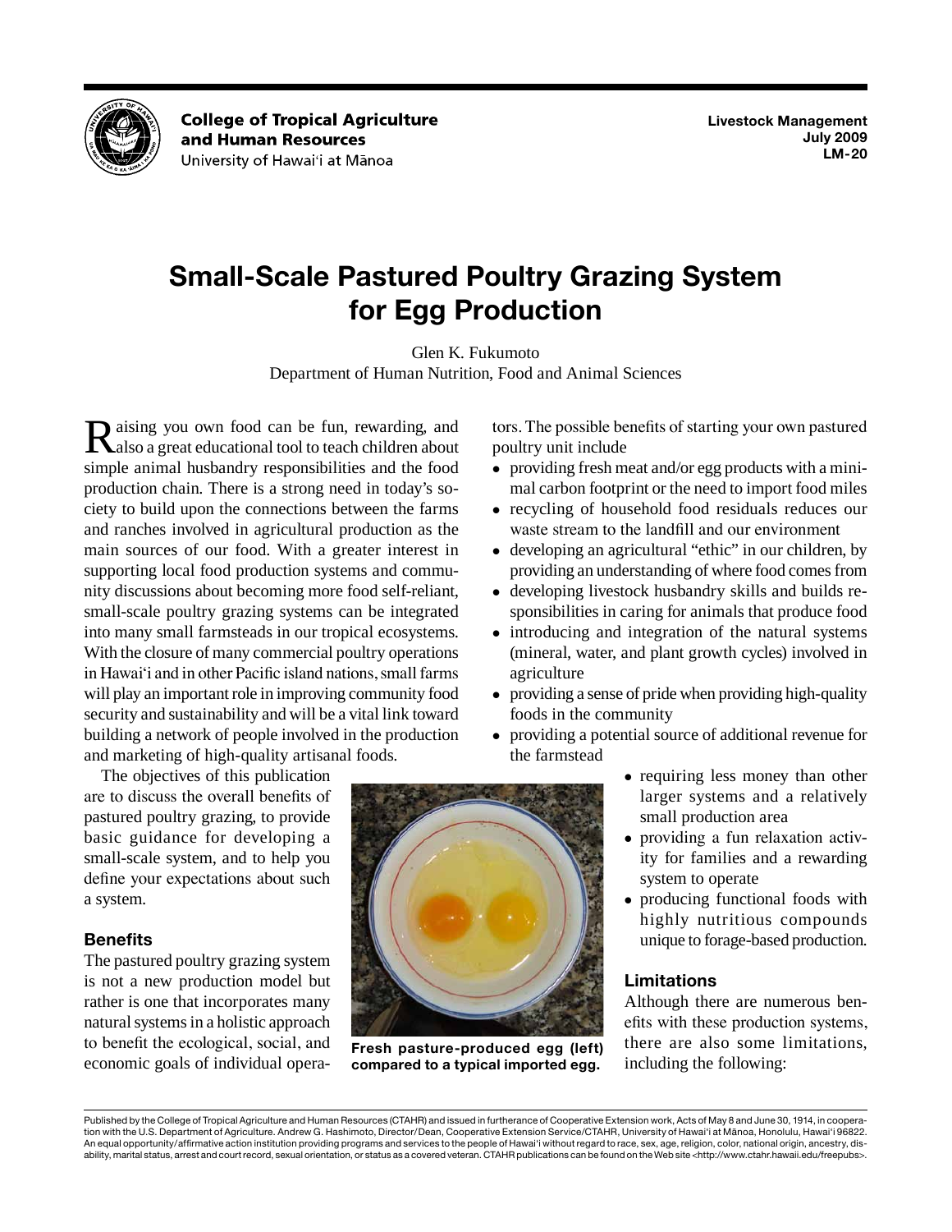College of Tropical Agriculture and Human Resources
University of Hawai'i at Mānoa

Livestock Management
July 2009
LM-20

# Small-Scale Pastured Poultry Grazing System for Egg Production

Glen K. Fukumoto
Department of Human Nutrition, Food and Animal Sciences

Raising you own food can be fun, rewarding, and also a great educational tool to teach children about simple animal husbandry responsibilities and the food production chain. There is a strong need in today's society to build upon the connections between the farms and ranches involved in agricultural production as the main sources of our food. With a greater interest in supporting local food production systems and community discussions about becoming more food self-reliant, small-scale poultry grazing systems can be integrated into many small farmsteads in our tropical ecosystems. With the closure of many commercial poultry operations in Hawai'i and in other Pacific island nations, small farms will play an important role in improving community food security and sustainability and will be a vital link toward building a network of people involved in the production and marketing of high-quality artisanal foods.

The objectives of this publication are to discuss the overall benefits of pastured poultry grazing, to provide basic guidance for developing a small-scale system, and to help you define your expectations about such a system.

Fresh pasture-produced egg (left) compared to a typical imported egg.

## Benefits

The pastured poultry grazing system is not a new production model but rather is one that incorporates many natural systems in a holistic approach to benefit the ecological, social, and economic goals of individual operators. The possible benefits of starting your own pastured poultry unit include

- providing fresh meat and/or egg products with a minimal carbon footprint or the need to import food miles
- recycling of household food residuals reduces our waste stream to the landfill and our environment
- developing an agricultural "ethic" in our children, by providing an understanding of where food comes from
- developing livestock husbandry skills and builds responsibilities in caring for animals that produce food
- introducing and integration of the natural systems (mineral, water, and plant growth cycles) involved in agriculture
- providing a sense of pride when providing high-quality foods in the community
- providing a potential source of additional revenue for the farmstead
- requiring less money than other larger systems and a relatively small production area
- providing a fun relaxation activity for families and a rewarding system to operate
- producing functional foods with highly nutritious compounds unique to forage-based production.

## Limitations

Although there are numerous benefits with these production systems, there are also some limitations, including the following:

Published by the College of Tropical Agriculture and Human Resources (CTAHR) and issued in furtherance of Cooperative Extension work, Acts of May 8 and June 30, 1914, in cooperation with the U.S. Department of Agriculture. Andrew G. Hashimoto, Director/Dean, Cooperative Extension Service/CTAHR, University of Hawai'i at Mānoa, Honolulu, Hawai'i 96822. An equal opportunity/affirmative action institution providing programs and services to the people of Hawai'i without regard to race, sex, age, religion, color, national origin, ancestry, disability, marital status, arrest and court record, sexual orientation, or status as a covered veteran. CTAHR publications can be found on the Web site <http://www.ctahr.hawaii.edu/freepubs>.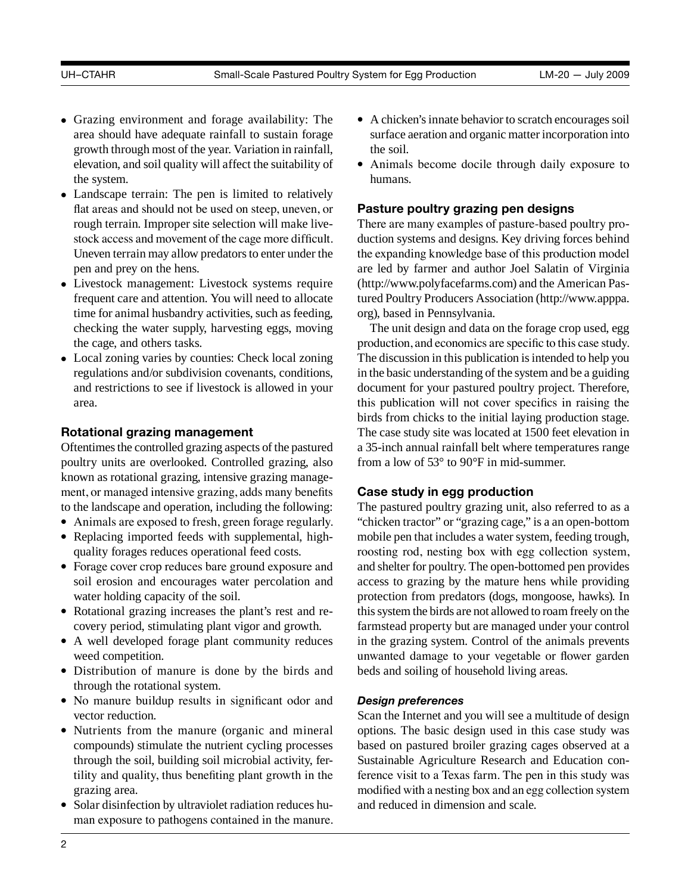- Grazing environment and forage availability: The area should have adequate rainfall to sustain forage growth through most of the year. Variation in rainfall, elevation, and soil quality will affect the suitability of the system.
- Landscape terrain: The pen is limited to relatively flat areas and should not be used on steep, uneven, or rough terrain. Improper site selection will make livestock access and movement of the cage more difficult. Uneven terrain may allow predators to enter under the pen and prey on the hens.
- Livestock management: Livestock systems require frequent care and attention. You will need to allocate time for animal husbandry activities, such as feeding, checking the water supply, harvesting eggs, moving the cage, and others tasks.
- Local zoning varies by counties: Check local zoning regulations and/or subdivision covenants, conditions, and restrictions to see if livestock is allowed in your area.

### Rotational grazing management

Oftentimes the controlled grazing aspects of the pastured poultry units are overlooked. Controlled grazing, also known as rotational grazing, intensive grazing management, or managed intensive grazing, adds many benefits to the landscape and operation, including the following:

- Animals are exposed to fresh, green forage regularly.
- Replacing imported feeds with supplemental, high-quality forages reduces operational feed costs.
- Forage cover crop reduces bare ground exposure and soil erosion and encourages water percolation and water holding capacity of the soil.
- Rotational grazing increases the plant's rest and recovery period, stimulating plant vigor and growth.
- A well developed forage plant community reduces weed competition.
- Distribution of manure is done by the birds and through the rotational system.
- No manure buildup results in significant odor and vector reduction.
- Nutrients from the manure (organic and mineral compounds) stimulate the nutrient cycling processes through the soil, building soil microbial activity, fertility and quality, thus benefiting plant growth in the grazing area.
- Solar disinfection by ultraviolet radiation reduces human exposure to pathogens contained in the manure.
- A chicken's innate behavior to scratch encourages soil surface aeration and organic matter incorporation into the soil.
- Animals become docile through daily exposure to humans.

### Pasture poultry grazing pen designs

There are many examples of pasture-based poultry production systems and designs. Key driving forces behind the expanding knowledge base of this production model are led by farmer and author Joel Salatin of Virginia (http://www.polyfacefarms.com) and the American Pastured Poultry Producers Association (http://www.apppa.org), based in Pennsylvania.

The unit design and data on the forage crop used, egg production, and economics are specific to this case study. The discussion in this publication is intended to help you in the basic understanding of the system and be a guiding document for your pastured poultry project. Therefore, this publication will not cover specifics in raising the birds from chicks to the initial laying production stage. The case study site was located at 1500 feet elevation in a 35-inch annual rainfall belt where temperatures range from a low of 53° to 90°F in mid-summer.

### Case study in egg production

The pastured poultry grazing unit, also referred to as a "chicken tractor" or "grazing cage," is an open-bottom mobile pen that includes a water system, feeding trough, roosting rod, nesting box with egg collection system, and shelter for poultry. The open-bottomed pen provides access to grazing by the mature hens while providing protection from predators (dogs, mongoose, hawks). In this system the birds are not allowed to roam freely on the farmstead property but are managed under your control in the grazing system. Control of the animals prevents unwanted damage to your vegetable or flower garden beds and soiling of household living areas.

#### *Design preferences*

Scan the Internet and you will see a multitude of design options. The basic design used in this case study was based on pastured broiler grazing cages observed at a Sustainable Agriculture Research and Education conference visit to a Texas farm. The pen in this study was modified with a nesting box and an egg collection system and reduced in dimension and scale.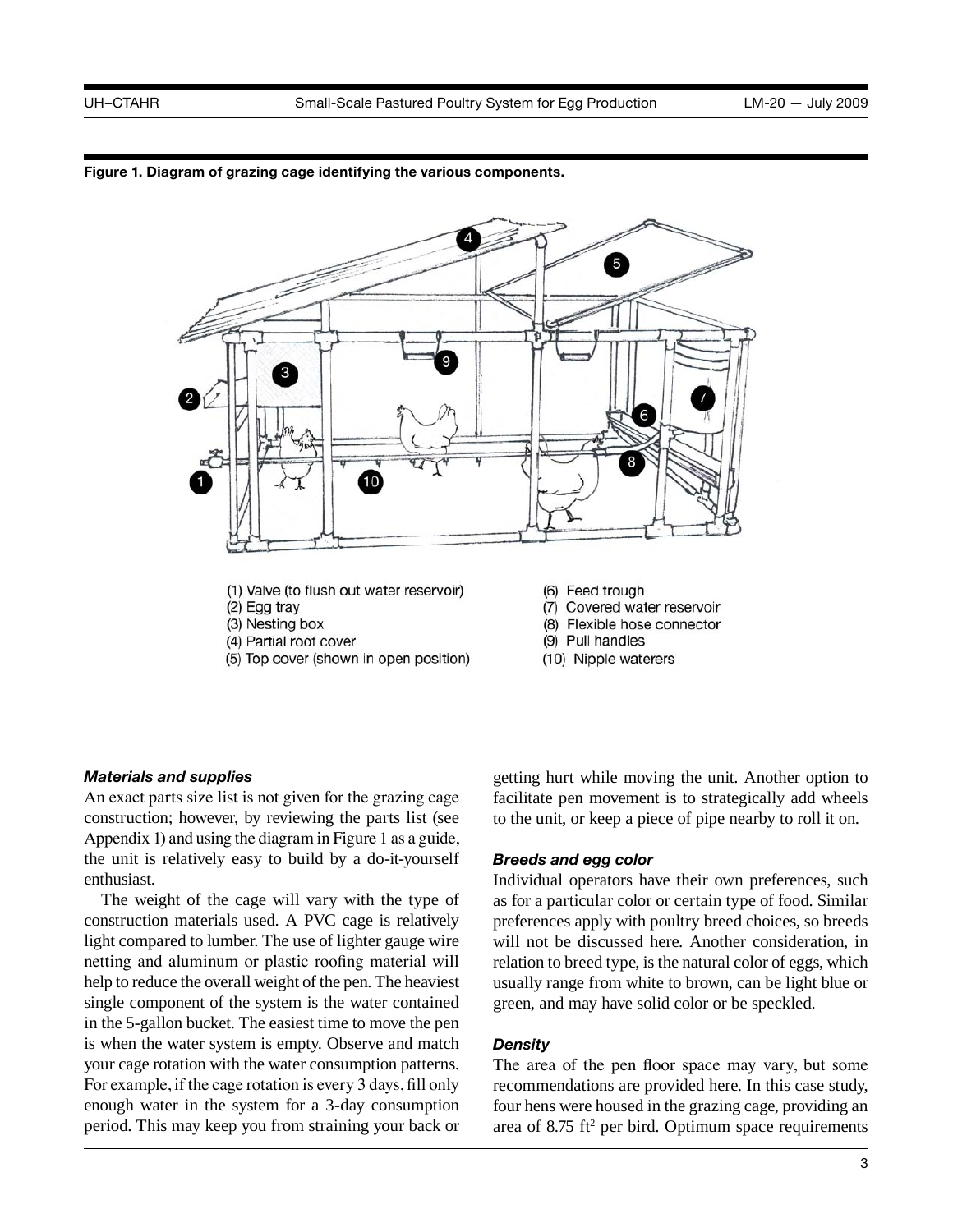**Figure 1. Diagram of grazing cage identifying the various components.**

(1) Valve (to flush out water reservoir)
(2) Egg tray
(3) Nesting box
(4) Partial roof cover
(5) Top cover (shown in open position)
(6) Feed trough
(7) Covered water reservoir
(8) Flexible hose connector
(9) Pull handles
(10) Nipple waterers

#### *Materials and supplies*

An exact parts size list is not given for the grazing cage construction; however, by reviewing the parts list (see Appendix 1) and using the diagram in Figure 1 as a guide, the unit is relatively easy to build by a do-it-yourself enthusiast.

The weight of the cage will vary with the type of construction materials used. A PVC cage is relatively light compared to lumber. The use of lighter gauge wire netting and aluminum or plastic roofing material will help to reduce the overall weight of the pen. The heaviest single component of the system is the water contained in the 5-gallon bucket. The easiest time to move the pen is when the water system is empty. Observe and match your cage rotation with the water consumption patterns. For example, if the cage rotation is every 3 days, fill only enough water in the system for a 3-day consumption period. This may keep you from straining your back or getting hurt while moving the unit. Another option to facilitate pen movement is to strategically add wheels to the unit, or keep a piece of pipe nearby to roll it on.

#### *Breeds and egg color*

Individual operators have their own preferences, such as for a particular color or certain type of food. Similar preferences apply with poultry breed choices, so breeds will not be discussed here. Another consideration, in relation to breed type, is the natural color of eggs, which usually range from white to brown, can be light blue or green, and may have solid color or be speckled.

#### *Density*

The area of the pen floor space may vary, but some recommendations are provided here. In this case study, four hens were housed in the grazing cage, providing an area of 8.75 $ft^2$ per bird. Optimum space requirements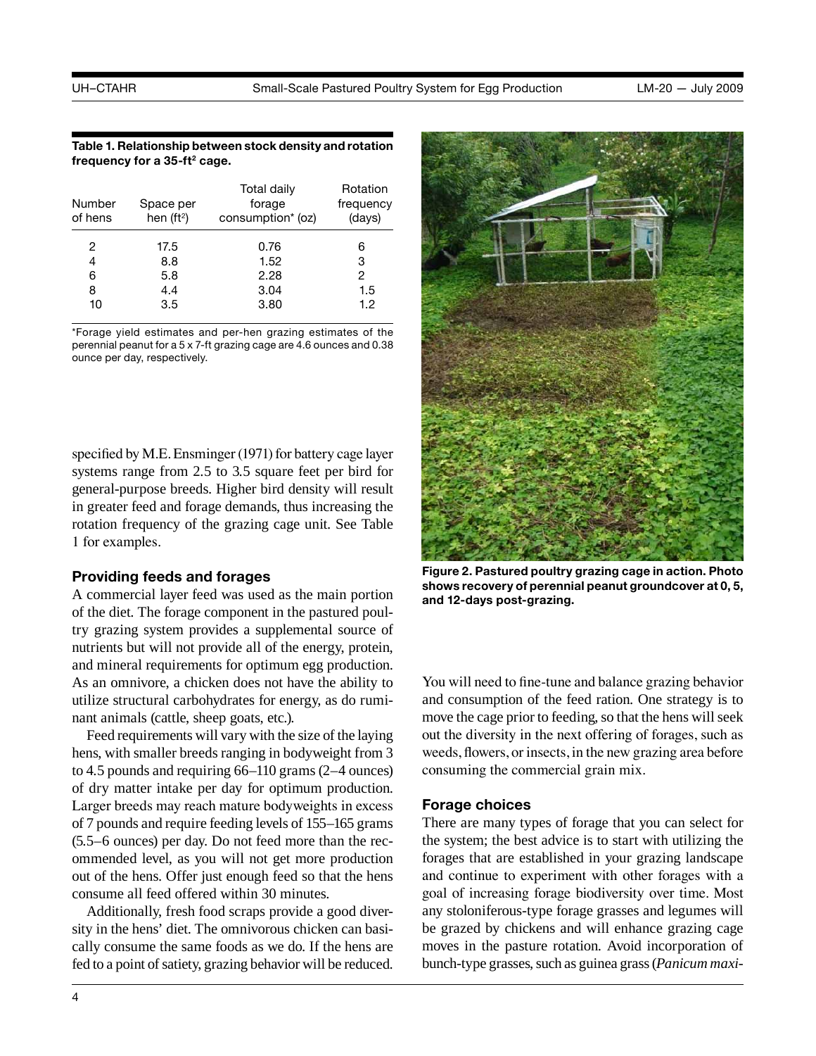**Table 1. Relationship between stock density and rotation frequency for a 35-ft² cage.**

| Number of hens | Space per hen (ft²) | Total daily forage consumption* (oz) | Rotation frequency (days) |
|---|---|---|---|
| 2 | 17.5 | 0.76 | 6 |
| 4 | 8.8 | 1.52 | 3 |
| 6 | 5.8 | 2.28 | 2 |
| 8 | 4.4 | 3.04 | 1.5 |
| 10 | 3.5 | 3.80 | 1.2 |

*Forage yield estimates and per-hen grazing estimates of the perennial peanut for a 5 x 7-ft grazing cage are 4.6 ounces and 0.38 ounce per day, respectively.

specified by M.E. Ensminger (1971) for battery cage layer systems range from 2.5 to 3.5 square feet per bird for general-purpose breeds. Higher bird density will result in greater feed and forage demands, thus increasing the rotation frequency of the grazing cage unit. See Table 1 for examples.

### Providing feeds and forages

A commercial layer feed was used as the main portion of the diet. The forage component in the pastured poultry grazing system provides a supplemental source of nutrients but will not provide all of the energy, protein, and mineral requirements for optimum egg production. As an omnivore, a chicken does not have the ability to utilize structural carbohydrates for energy, as do ruminant animals (cattle, sheep goats, etc.).

Feed requirements will vary with the size of the laying hens, with smaller breeds ranging in bodyweight from 3 to 4.5 pounds and requiring 66–110 grams (2–4 ounces) of dry matter intake per day for optimum production. Larger breeds may reach mature bodyweights in excess of 7 pounds and require feeding levels of 155–165 grams (5.5–6 ounces) per day. Do not feed more than the recommended level, as you will not get more production out of the hens. Offer just enough feed so that the hens consume all feed offered within 30 minutes.

Additionally, fresh food scraps provide a good diversity in the hens' diet. The omnivorous chicken can basically consume the same foods as we do. If the hens are fed to a point of satiety, grazing behavior will be reduced.

**Figure 2. Pastured poultry grazing cage in action. Photo shows recovery of perennial peanut groundcover at 0, 5, and 12-days post-grazing.**

You will need to fine-tune and balance grazing behavior and consumption of the feed ration. One strategy is to move the cage prior to feeding, so that the hens will seek out the diversity in the next offering of forages, such as weeds, flowers, or insects, in the new grazing area before consuming the commercial grain mix.

### Forage choices

There are many types of forage that you can select for the system; the best advice is to start with utilizing the forages that are established in your grazing landscape and continue to experiment with other forages with a goal of increasing forage biodiversity over time. Most any stoloniferous-type forage grasses and legumes will be grazed by chickens and will enhance grazing cage moves in the pasture rotation. Avoid incorporation of bunch-type grasses, such as guinea grass (*Panicum maxi-*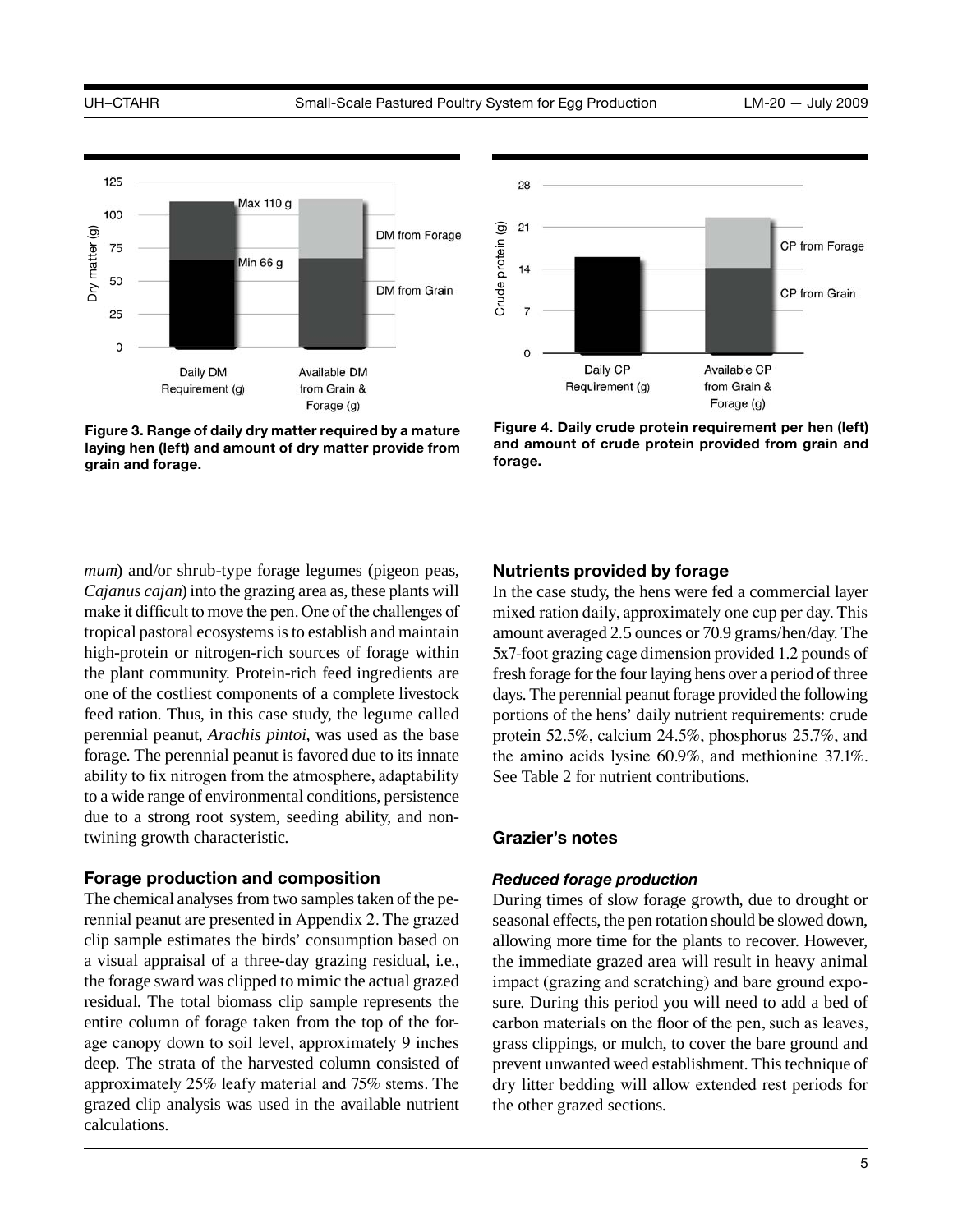Figure 3. Range of daily dry matter required by a mature laying hen (left) and amount of dry matter provide from grain and forage.

Figure 4. Daily crude protein requirement per hen (left) and amount of crude protein provided from grain and forage.

*mum*) and/or shrub-type forage legumes (pigeon peas, *Cajanus cajan*) into the grazing area as, these plants will make it difficult to move the pen. One of the challenges of tropical pastoral ecosystems is to establish and maintain high-protein or nitrogen-rich sources of forage within the plant community. Protein-rich feed ingredients are one of the costliest components of a complete livestock feed ration. Thus, in this case study, the legume called perennial peanut, *Arachis pintoi*, was used as the base forage. The perennial peanut is favored due to its innate ability to fix nitrogen from the atmosphere, adaptability to a wide range of environmental conditions, persistence due to a strong root system, seeding ability, and non-twining growth characteristic.

### Forage production and composition

The chemical analyses from two samples taken of the perennial peanut are presented in Appendix 2. The grazed clip sample estimates the birds' consumption based on a visual appraisal of a three-day grazing residual, i.e., the forage sward was clipped to mimic the actual grazed residual. The total biomass clip sample represents the entire column of forage taken from the top of the forage canopy down to soil level, approximately 9 inches deep. The strata of the harvested column consisted of approximately 25% leafy material and 75% stems. The grazed clip analysis was used in the available nutrient calculations.

### Nutrients provided by forage

In the case study, the hens were fed a commercial layer mixed ration daily, approximately one cup per day. This amount averaged 2.5 ounces or 70.9 grams/hen/day. The 5x7-foot grazing cage dimension provided 1.2 pounds of fresh forage for the four laying hens over a period of three days. The perennial peanut forage provided the following portions of the hens' daily nutrient requirements: crude protein 52.5%, calcium 24.5%, phosphorus 25.7%, and the amino acids lysine 60.9%, and methionine 37.1%. See Table 2 for nutrient contributions.

## Grazier's notes

#### *Reduced forage production*

During times of slow forage growth, due to drought or seasonal effects, the pen rotation should be slowed down, allowing more time for the plants to recover. However, the immediate grazed area will result in heavy animal impact (grazing and scratching) and bare ground exposure. During this period you will need to add a bed of carbon materials on the floor of the pen, such as leaves, grass clippings, or mulch, to cover the bare ground and prevent unwanted weed establishment. This technique of dry litter bedding will allow extended rest periods for the other grazed sections.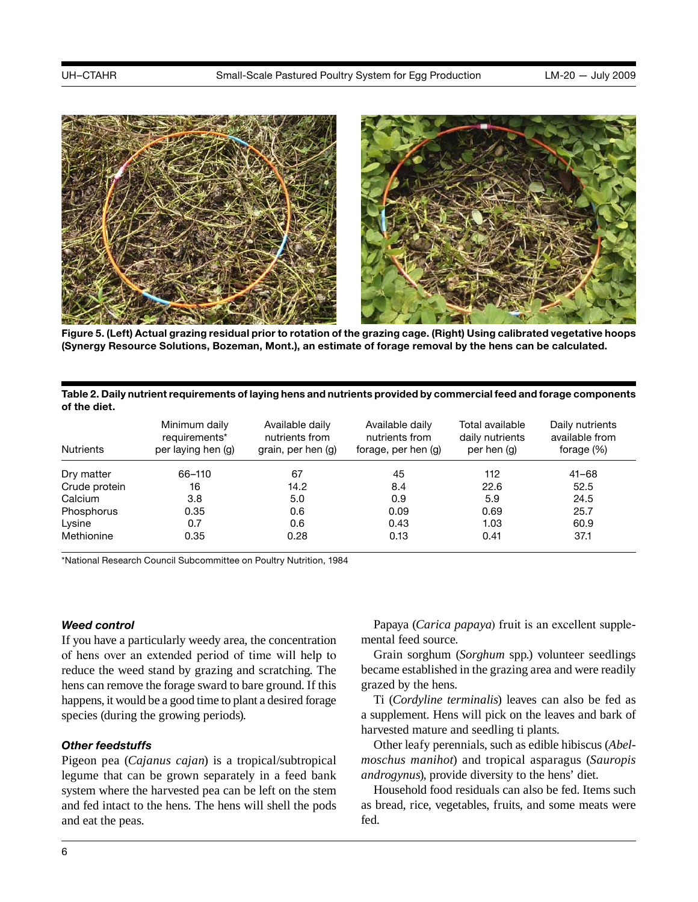**Figure 5. (Left) Actual grazing residual prior to rotation of the grazing cage. (Right) Using calibrated vegetative hoops (Synergy Resource Solutions, Bozeman, Mont.), an estimate of forage removal by the hens can be calculated.**

**Table 2. Daily nutrient requirements of laying hens and nutrients provided by commercial feed and forage components of the diet.**

| Nutrients | Minimum daily requirements* per laying hen (g) | Available daily nutrients from grain, per hen (g) | Available daily nutrients from forage, per hen (g) | Total available daily nutrients per hen (g) | Daily nutrients available from forage (%) |
|---|---|---|---|---|---|
| Dry matter | 66–110 | 67 | 45 | 112 | 41–68 |
| Crude protein | 16 | 14.2 | 8.4 | 22.6 | 52.5 |
| Calcium | 3.8 | 5.0 | 0.9 | 5.9 | 24.5 |
| Phosphorus | 0.35 | 0.6 | 0.09 | 0.69 | 25.7 |
| Lysine | 0.7 | 0.6 | 0.43 | 1.03 | 60.9 |
| Methionine | 0.35 | 0.28 | 0.13 | 0.41 | 37.1 |

*National Research Council Subcommittee on Poultry Nutrition, 1984

### *Weed control*

If you have a particularly weedy area, the concentration of hens over an extended period of time will help to reduce the weed stand by grazing and scratching. The hens can remove the forage sward to bare ground. If this happens, it would be a good time to plant a desired forage species (during the growing periods).

### *Other feedstuffs*

Pigeon pea (*Cajanus cajan*) is a tropical/subtropical legume that can be grown separately in a feed bank system where the harvested pea can be left on the stem and fed intact to the hens. The hens will shell the pods and eat the peas.

Papaya (*Carica papaya*) fruit is an excellent supplemental feed source.

Grain sorghum (*Sorghum* spp.) volunteer seedlings became established in the grazing area and were readily grazed by the hens.

Ti (*Cordyline terminalis*) leaves can also be fed as a supplement. Hens will pick on the leaves and bark of harvested mature and seedling ti plants.

Other leafy perennials, such as edible hibiscus (*Abelmoschus manihot*) and tropical asparagus (*Sauropis androgynus*), provide diversity to the hens' diet.

Household food residuals can also be fed. Items such as bread, rice, vegetables, fruits, and some meats were fed.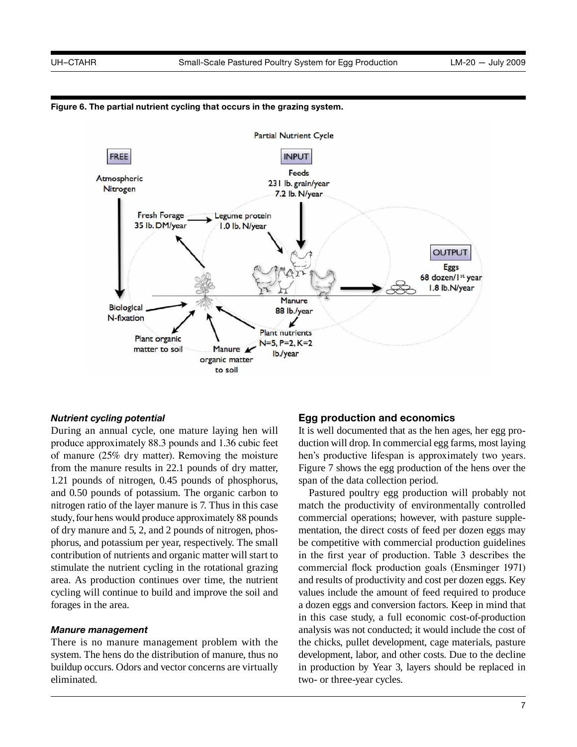**Figure 6. The partial nutrient cycling that occurs in the grazing system.**

### *Nutrient cycling potential*

During an annual cycle, one mature laying hen will produce approximately 88.3 pounds and 1.36 cubic feet of manure (25% dry matter). Removing the moisture from the manure results in 22.1 pounds of dry matter, 1.21 pounds of nitrogen, 0.45 pounds of phosphorus, and 0.50 pounds of potassium. The organic carbon to nitrogen ratio of the layer manure is 7. Thus in this case study, four hens would produce approximately 88 pounds of dry manure and 5, 2, and 2 pounds of nitrogen, phosphorus, and potassium per year, respectively. The small contribution of nutrients and organic matter will start to stimulate the nutrient cycling in the rotational grazing area. As production continues over time, the nutrient cycling will continue to build and improve the soil and forages in the area.

### *Manure management*

There is no manure management problem with the system. The hens do the distribution of manure, thus no buildup occurs. Odors and vector concerns are virtually eliminated.

## Egg production and economics

It is well documented that as the hen ages, her egg production will drop. In commercial egg farms, most laying hen's productive lifespan is approximately two years. Figure 7 shows the egg production of the hens over the span of the data collection period.

Pastured poultry egg production will probably not match the productivity of environmentally controlled commercial operations; however, with pasture supplementation, the direct costs of feed per dozen eggs may be competitive with commercial production guidelines in the first year of production. Table 3 describes the commercial flock production goals (Ensminger 1971) and results of productivity and cost per dozen eggs. Key values include the amount of feed required to produce a dozen eggs and conversion factors. Keep in mind that in this case study, a full economic cost-of-production analysis was not conducted; it would include the cost of the chicks, pullet development, cage materials, pasture development, labor, and other costs. Due to the decline in production by Year 3, layers should be replaced in two- or three-year cycles.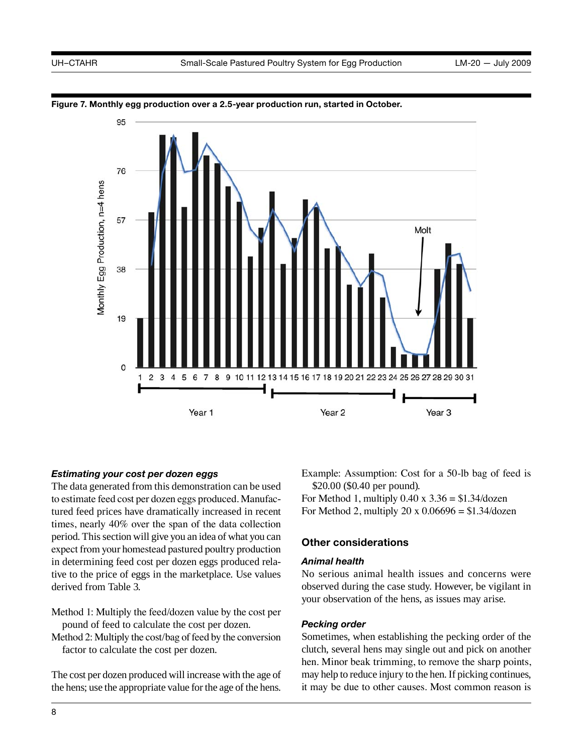**Figure 7. Monthly egg production over a 2.5-year production run, started in October.**

### *Estimating your cost per dozen eggs*

The data generated from this demonstration can be used to estimate feed cost per dozen eggs produced. Manufactured feed prices have dramatically increased in recent times, nearly 40% over the span of the data collection period. This section will give you an idea of what you can expect from your homestead pastured poultry production in determining feed cost per dozen eggs produced relative to the price of eggs in the marketplace. Use values derived from Table 3.

Method 1: Multiply the feed/dozen value by the cost per pound of feed to calculate the cost per dozen.

Method 2: Multiply the cost/bag of feed by the conversion factor to calculate the cost per dozen.

The cost per dozen produced will increase with the age of the hens; use the appropriate value for the age of the hens.

Example: Assumption: Cost for a 50-lb bag of feed is $20.00 ($0.40 per pound).

For Method 1, multiply 0.40 x 3.36 = $1.34/dozen

For Method 2, multiply 20 x 0.06696 = $1.34/dozen

## Other considerations

### *Animal health*

No serious animal health issues and concerns were observed during the case study. However, be vigilant in your observation of the hens, as issues may arise.

### *Pecking order*

Sometimes, when establishing the pecking order of the clutch, several hens may single out and pick on another hen. Minor beak trimming, to remove the sharp points, may help to reduce injury to the hen. If picking continues, it may be due to other causes. Most common reason is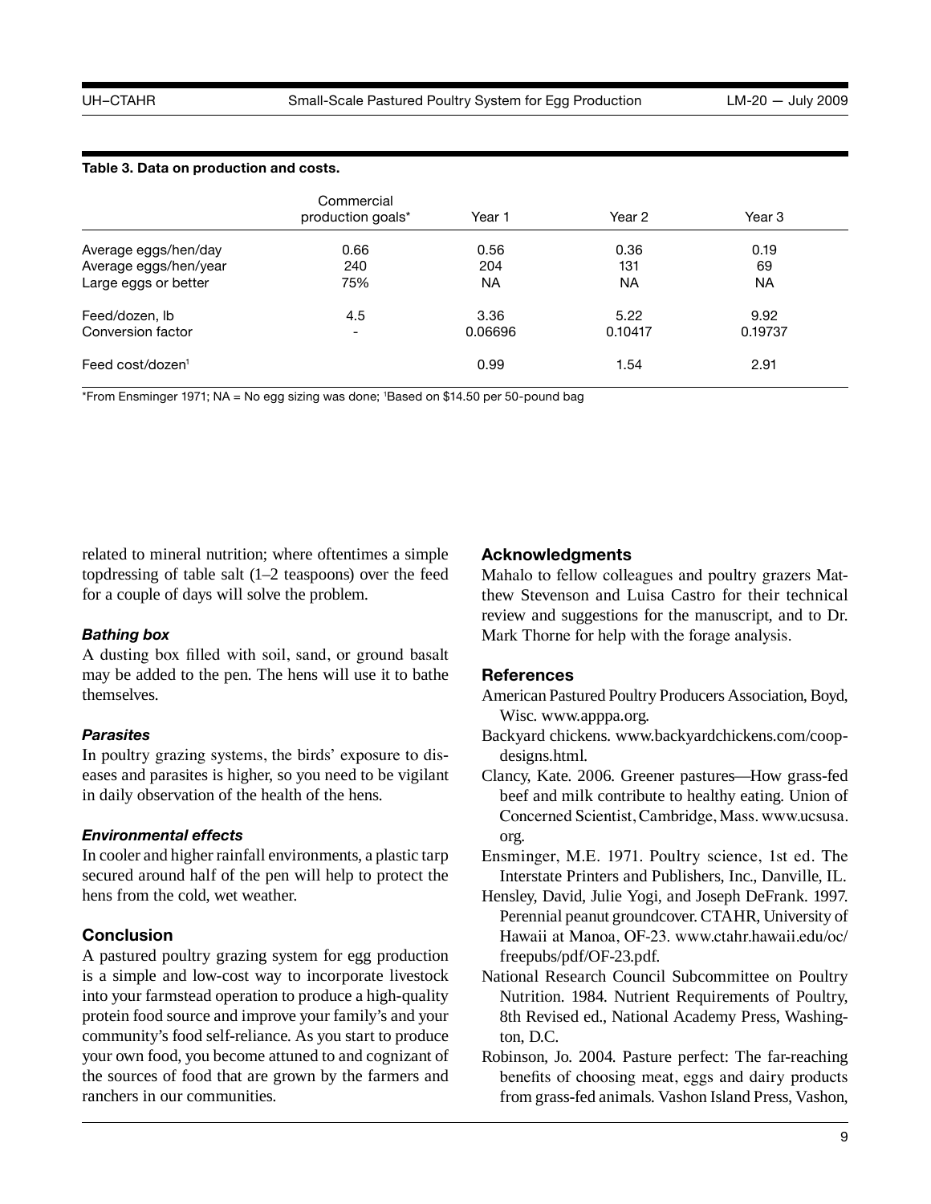**Table 3. Data on production and costs.**

| | Commercial production goals* | Year 1 | Year 2 | Year 3 |
|---|---|---|---|---|
| Average eggs/hen/day | 0.66 | 0.56 | 0.36 | 0.19 |
| Average eggs/hen/year | 240 | 204 | 131 | 69 |
| Large eggs or better | 75% | NA | NA | NA |
| Feed/dozen, lb | 4.5 | 3.36 | 5.22 | 9.92 |
| Conversion factor | - | 0.06696 | 0.10417 | 0.19737 |
| Feed cost/dozen[1] | | 0.99 | 1.54 | 2.91 |

*From Ensminger 1971; NA = No egg sizing was done; [1]Based on $14.50 per 50-pound bag

related to mineral nutrition; where oftentimes a simple topdressing of table salt (1–2 teaspoons) over the feed for a couple of days will solve the problem.

#### *Bathing box*

A dusting box filled with soil, sand, or ground basalt may be added to the pen. The hens will use it to bathe themselves.

#### *Parasites*

In poultry grazing systems, the birds' exposure to diseases and parasites is higher, so you need to be vigilant in daily observation of the health of the hens.

#### *Environmental effects*

In cooler and higher rainfall environments, a plastic tarp secured around half of the pen will help to protect the hens from the cold, wet weather.

### Conclusion

A pastured poultry grazing system for egg production is a simple and low-cost way to incorporate livestock into your farmstead operation to produce a high-quality protein food source and improve your family's and your community's food self-reliance. As you start to produce your own food, you become attuned to and cognizant of the sources of food that are grown by the farmers and ranchers in our communities.

### Acknowledgments

Mahalo to fellow colleagues and poultry grazers Matthew Stevenson and Luisa Castro for their technical review and suggestions for the manuscript, and to Dr. Mark Thorne for help with the forage analysis.

### References

American Pastured Poultry Producers Association, Boyd, Wisc. www.apppa.org.

Backyard chickens. www.backyardchickens.com/coop-designs.html.

Clancy, Kate. 2006. Greener pastures—How grass-fed beef and milk contribute to healthy eating. Union of Concerned Scientist, Cambridge, Mass. www.ucsusa.org.

Ensminger, M.E. 1971. Poultry science, 1st ed. The Interstate Printers and Publishers, Inc., Danville, IL.

Hensley, David, Julie Yogi, and Joseph DeFrank. 1997. Perennial peanut groundcover. CTAHR, University of Hawaii at Manoa, OF-23. www.ctahr.hawaii.edu/oc/freepubs/pdf/OF-23.pdf.

National Research Council Subcommittee on Poultry Nutrition. 1984. Nutrient Requirements of Poultry, 8th Revised ed., National Academy Press, Washington, D.C.

Robinson, Jo. 2004. Pasture perfect: The far-reaching benefits of choosing meat, eggs and dairy products from grass-fed animals. Vashon Island Press, Vashon,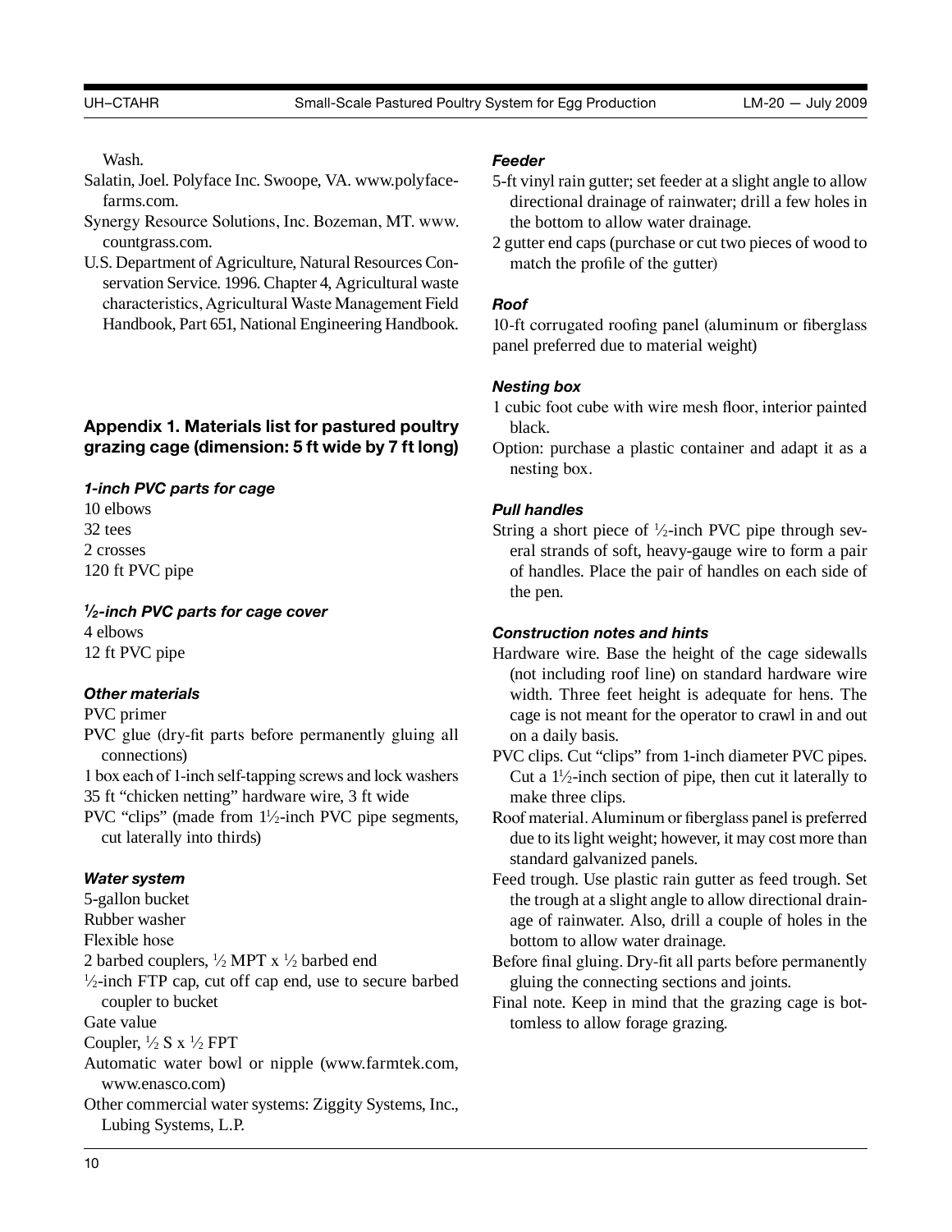Wash.

Salatin, Joel. Polyface Inc. Swoope, VA. www.polyface-farms.com.

Synergy Resource Solutions, Inc. Bozeman, MT. www.countgrass.com.

U.S. Department of Agriculture, Natural Resources Conservation Service. 1996. Chapter 4, Agricultural waste characteristics, Agricultural Waste Management Field Handbook, Part 651, National Engineering Handbook.

## Appendix 1. Materials list for pastured poultry grazing cage (dimension: 5 ft wide by 7 ft long)

### *1-inch PVC parts for cage*

10 elbows
32 tees
2 crosses
120 ft PVC pipe

### *½-inch PVC parts for cage cover*

4 elbows
12 ft PVC pipe

### *Other materials*

PVC primer

PVC glue (dry-fit parts before permanently gluing all connections)

1 box each of 1-inch self-tapping screws and lock washers

35 ft "chicken netting" hardware wire, 3 ft wide

PVC "clips" (made from 1½-inch PVC pipe segments, cut laterally into thirds)

### *Water system*

5-gallon bucket

Rubber washer

Flexible hose

2 barbed couplers, ½ MPT x ½ barbed end

½-inch FTP cap, cut off cap end, use to secure barbed coupler to bucket

Gate value

Coupler, ½ S x ½ FPT

Automatic water bowl or nipple (www.farmtek.com, www.enasco.com)

Other commercial water systems: Ziggity Systems, Inc., Lubing Systems, L.P.

### *Feeder*

5-ft vinyl rain gutter; set feeder at a slight angle to allow directional drainage of rainwater; drill a few holes in the bottom to allow water drainage.

2 gutter end caps (purchase or cut two pieces of wood to match the profile of the gutter)

### *Roof*

10-ft corrugated roofing panel (aluminum or fiberglass panel preferred due to material weight)

### *Nesting box*

1 cubic foot cube with wire mesh floor, interior painted black.

Option: purchase a plastic container and adapt it as a nesting box.

### *Pull handles*

String a short piece of ½-inch PVC pipe through several strands of soft, heavy-gauge wire to form a pair of handles. Place the pair of handles on each side of the pen.

### *Construction notes and hints*

Hardware wire. Base the height of the cage sidewalls (not including roof line) on standard hardware wire width. Three feet height is adequate for hens. The cage is not meant for the operator to crawl in and out on a daily basis.

PVC clips. Cut "clips" from 1-inch diameter PVC pipes. Cut a 1½-inch section of pipe, then cut it laterally to make three clips.

Roof material. Aluminum or fiberglass panel is preferred due to its light weight; however, it may cost more than standard galvanized panels.

Feed trough. Use plastic rain gutter as feed trough. Set the trough at a slight angle to allow directional drainage of rainwater. Also, drill a couple of holes in the bottom to allow water drainage.

Before final gluing. Dry-fit all parts before permanently gluing the connecting sections and joints.

Final note. Keep in mind that the grazing cage is bottomless to allow forage grazing.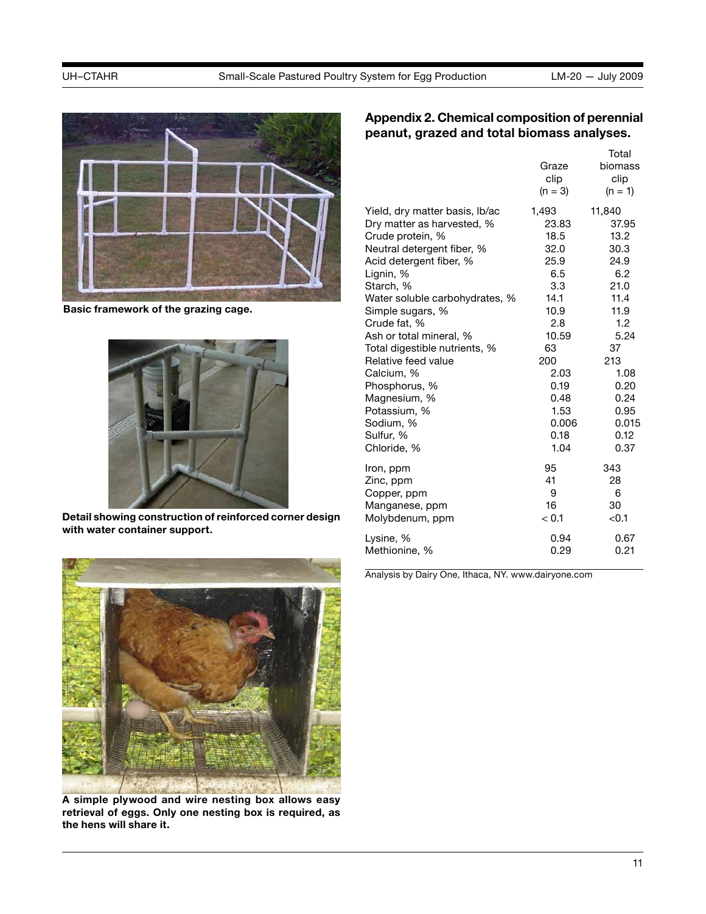Basic framework of the grazing cage.

Detail showing construction of reinforced corner design with water container support.

A simple plywood and wire nesting box allows easy retrieval of eggs. Only one nesting box is required, as the hens will share it.

## Appendix 2. Chemical composition of perennial peanut, grazed and total biomass analyses.

| | Graze clip (n = 3) | Total biomass clip (n = 1) |
|---|---|---|
| Yield, dry matter basis, lb/ac | 1,493 | 11,840 |
| Dry matter as harvested, % | 23.83 | 37.95 |
| Crude protein, % | 18.5 | 13.2 |
| Neutral detergent fiber, % | 32.0 | 30.3 |
| Acid detergent fiber, % | 25.9 | 24.9 |
| Lignin, % | 6.5 | 6.2 |
| Starch, % | 3.3 | 21.0 |
| Water soluble carbohydrates, % | 14.1 | 11.4 |
| Simple sugars, % | 10.9 | 11.9 |
| Crude fat, % | 2.8 | 1.2 |
| Ash or total mineral, % | 10.59 | 5.24 |
| Total digestible nutrients, % | 63 | 37 |
| Relative feed value | 200 | 213 |
| Calcium, % | 2.03 | 1.08 |
| Phosphorus, % | 0.19 | 0.20 |
| Magnesium, % | 0.48 | 0.24 |
| Potassium, % | 1.53 | 0.95 |
| Sodium, % | 0.006 | 0.015 |
| Sulfur, % | 0.18 | 0.12 |
| Chloride, % | 1.04 | 0.37 |
| Iron, ppm | 95 | 343 |
| Zinc, ppm | 41 | 28 |
| Copper, ppm | 9 | 6 |
| Manganese, ppm | 16 | 30 |
| Molybdenum, ppm | < 0.1 | <0.1 |
| Lysine, % | 0.94 | 0.67 |
| Methionine, % | 0.29 | 0.21 |

Analysis by Dairy One, Ithaca, NY. www.dairyone.com